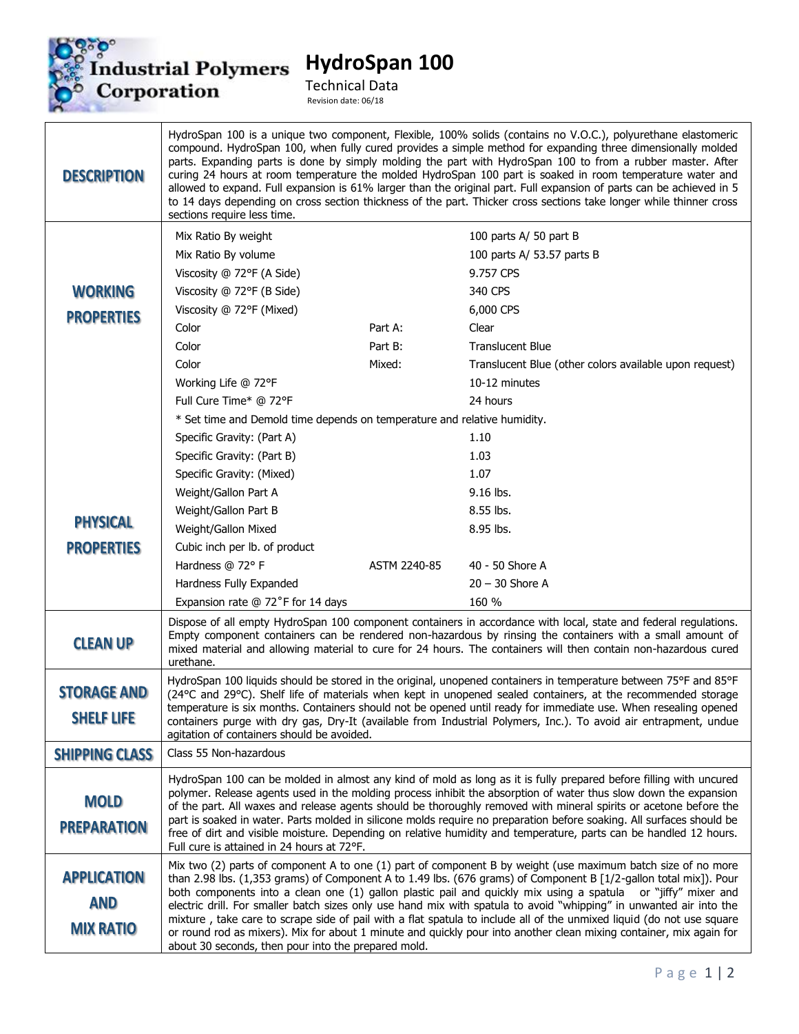# Industrial Polymers Corporation

# HydroSpan 100

Technical Data

Revision date: 06/18

| | |
|---|---|
| **DESCRIPTION** | HydroSpan 100 is a unique two component, Flexible, 100% solids (contains no V.O.C.), polyurethane elastomeric compound. HydroSpan 100, when fully cured provides a simple method for expanding three dimensionally molded parts. Expanding parts is done by simply molding the part with HydroSpan 100 to from a rubber master. After curing 24 hours at room temperature the molded HydroSpan 100 part is soaked in room temperature water and allowed to expand. Full expansion is 61% larger than the original part. Full expansion of parts can be achieved in 5 to 14 days depending on cross section thickness of the part. Thicker cross sections take longer while thinner cross sections require less time. |

**WORKING PROPERTIES**

| Property | | Value |
|---|---|---|
| Mix Ratio By weight | | 100 parts A/ 50 part B |
| Mix Ratio By volume | | 100 parts A/ 53.57 parts B |
| Viscosity @ 72°F (A Side) | | 9.757 CPS |
| Viscosity @ 72°F (B Side) | | 340 CPS |
| Viscosity @ 72°F (Mixed) | | 6,000 CPS |
| Color | Part A: | Clear |
| Color | Part B: | Translucent Blue |
| Color | Mixed: | Translucent Blue (other colors available upon request) |
| Working Life @ 72°F | | 10-12 minutes |
| Full Cure Time* @ 72°F | | 24 hours |

\* Set time and Demold time depends on temperature and relative humidity.

**PHYSICAL PROPERTIES**

| Property | | Value |
|---|---|---|
| Specific Gravity: (Part A) | | 1.10 |
| Specific Gravity: (Part B) | | 1.03 |
| Specific Gravity: (Mixed) | | 1.07 |
| Weight/Gallon Part A | | 9.16 lbs. |
| Weight/Gallon Part B | | 8.55 lbs. |
| Weight/Gallon Mixed | | 8.95 lbs. |
| Cubic inch per lb. of product | | |
| Hardness @ 72° F | ASTM 2240-85 | 40 - 50 Shore A |
| Hardness Fully Expanded | | 20 – 30 Shore A |
| Expansion rate @ 72˚F for 14 days | | 160 % |

| | |
|---|---|
| **CLEAN UP** | Dispose of all empty HydroSpan 100 component containers in accordance with local, state and federal regulations. Empty component containers can be rendered non-hazardous by rinsing the containers with a small amount of mixed material and allowing material to cure for 24 hours. The containers will then contain non-hazardous cured urethane. |
| **STORAGE AND SHELF LIFE** | HydroSpan 100 liquids should be stored in the original, unopened containers in temperature between 75°F and 85°F (24°C and 29°C). Shelf life of materials when kept in unopened sealed containers, at the recommended storage temperature is six months. Containers should not be opened until ready for immediate use. When resealing opened containers purge with dry gas, Dry-It (available from Industrial Polymers, Inc.). To avoid air entrapment, undue agitation of containers should be avoided. |
| **SHIPPING CLASS** | Class 55 Non-hazardous |
| **MOLD PREPARATION** | HydroSpan 100 can be molded in almost any kind of mold as long as it is fully prepared before filling with uncured polymer. Release agents used in the molding process inhibit the absorption of water thus slow down the expansion of the part. All waxes and release agents should be thoroughly removed with mineral spirits or acetone before the part is soaked in water. Parts molded in silicone molds require no preparation before soaking. All surfaces should be free of dirt and visible moisture. Depending on relative humidity and temperature, parts can be handled 12 hours. Full cure is attained in 24 hours at 72°F. |
| **APPLICATION AND MIX RATIO** | Mix two (2) parts of component A to one (1) part of component B by weight (use maximum batch size of no more than 2.98 lbs. (1,353 grams) of Component A to 1.49 lbs. (676 grams) of Component B [1/2-gallon total mix]). Pour both components into a clean one (1) gallon plastic pail and quickly mix using a spatula or "jiffy" mixer and electric drill. For smaller batch sizes only use hand mix with spatula to avoid "whipping" in unwanted air into the mixture , take care to scrape side of pail with a flat spatula to include all of the unmixed liquid (do not use square or round rod as mixers). Mix for about 1 minute and quickly pour into another clean mixing container, mix again for about 30 seconds, then pour into the prepared mold. |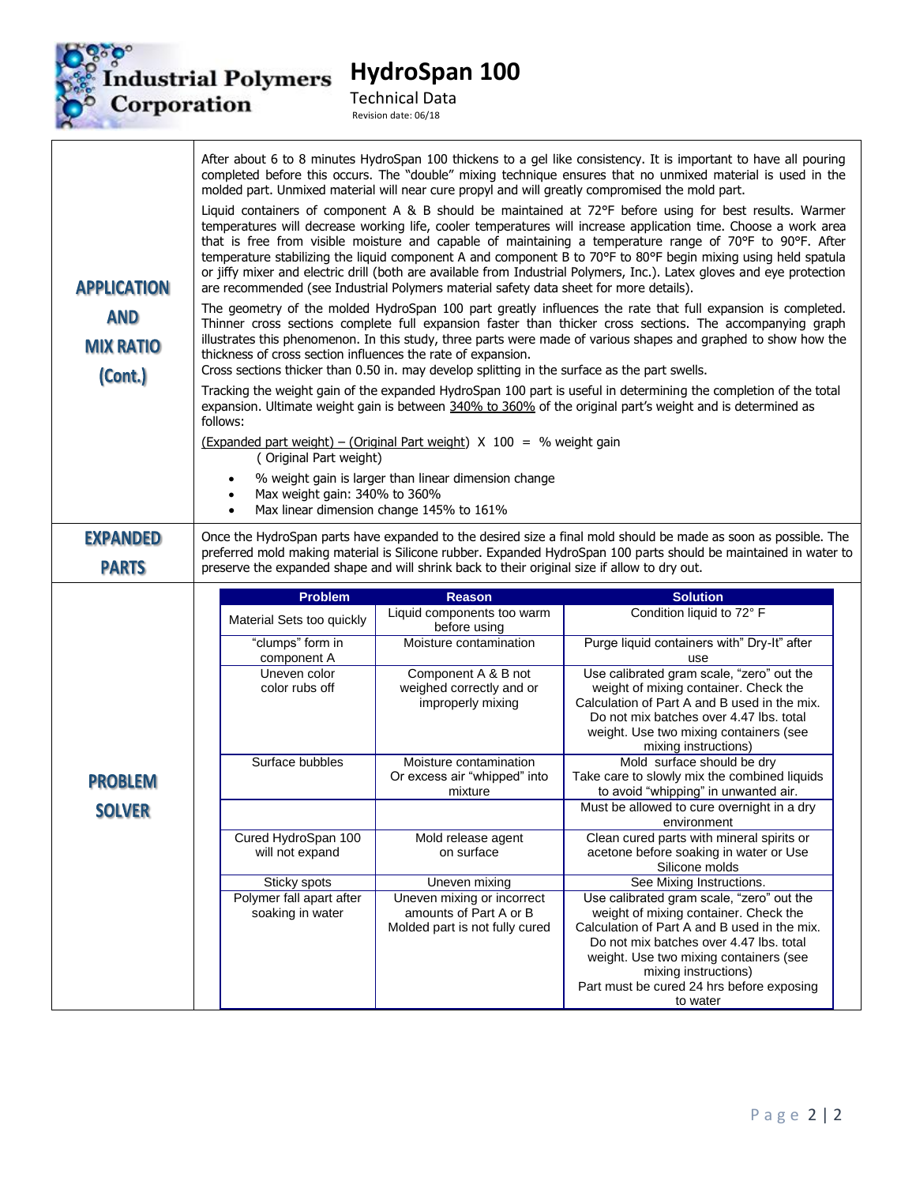# HydroSpan 100

Technical Data

Revision date: 06/18

## APPLICATION AND MIX RATIO (Cont.)

After about 6 to 8 minutes HydroSpan 100 thickens to a gel like consistency. It is important to have all pouring completed before this occurs. The "double" mixing technique ensures that no unmixed material is used in the molded part. Unmixed material will near cure propyl and will greatly compromised the mold part.

Liquid containers of component A & B should be maintained at 72°F before using for best results. Warmer temperatures will decrease working life, cooler temperatures will increase application time. Choose a work area that is free from visible moisture and capable of maintaining a temperature range of 70°F to 90°F. After temperature stabilizing the liquid component A and component B to 70°F to 80°F begin mixing using held spatula or jiffy mixer and electric drill (both are available from Industrial Polymers, Inc.). Latex gloves and eye protection are recommended (see Industrial Polymers material safety data sheet for more details).

The geometry of the molded HydroSpan 100 part greatly influences the rate that full expansion is completed. Thinner cross sections complete full expansion faster than thicker cross sections. The accompanying graph illustrates this phenomenon. In this study, three parts were made of various shapes and graphed to show how the thickness of cross section influences the rate of expansion.
Cross sections thicker than 0.50 in. may develop splitting in the surface as the part swells.

Tracking the weight gain of the expanded HydroSpan 100 part is useful in determining the completion of the total expansion. Ultimate weight gain is between 340% to 360% of the original part's weight and is determined as follows:

$$\frac{(\text{Expanded part weight}) - (\text{Original Part weight})}{(\text{Original Part weight})} \times 100 = \%\ \text{weight gain}$$

- % weight gain is larger than linear dimension change
- Max weight gain: 340% to 360%
- Max linear dimension change 145% to 161%

## EXPANDED PARTS

Once the HydroSpan parts have expanded to the desired size a final mold should be made as soon as possible. The preferred mold making material is Silicone rubber. Expanded HydroSpan 100 parts should be maintained in water to preserve the expanded shape and will shrink back to their original size if allow to dry out.

## PROBLEM SOLVER

| Problem | Reason | Solution |
|---|---|---|
| Material Sets too quickly | Liquid components too warm before using | Condition liquid to 72° F |
| "clumps" form in component A | Moisture contamination | Purge liquid containers with" Dry-It" after use |
| Uneven color color rubs off | Component A & B not weighed correctly and or improperly mixing | Use calibrated gram scale, "zero" out the weight of mixing container. Check the Calculation of Part A and B used in the mix. Do not mix batches over 4.47 lbs. total weight. Use two mixing containers (see mixing instructions) |
| Surface bubbles | Moisture contamination Or excess air "whipped" into mixture | Mold surface should be dry Take care to slowly mix the combined liquids to avoid "whipping" in unwanted air. |
| | | Must be allowed to cure overnight in a dry environment |
| Cured HydroSpan 100 will not expand | Mold release agent on surface | Clean cured parts with mineral spirits or acetone before soaking in water or Use Silicone molds |
| Sticky spots | Uneven mixing | See Mixing Instructions. |
| Polymer fall apart after soaking in water | Uneven mixing or incorrect amounts of Part A or B Molded part is not fully cured | Use calibrated gram scale, "zero" out the weight of mixing container. Check the Calculation of Part A and B used in the mix. Do not mix batches over 4.47 lbs. total weight. Use two mixing containers (see mixing instructions) Part must be cured 24 hrs before exposing to water |